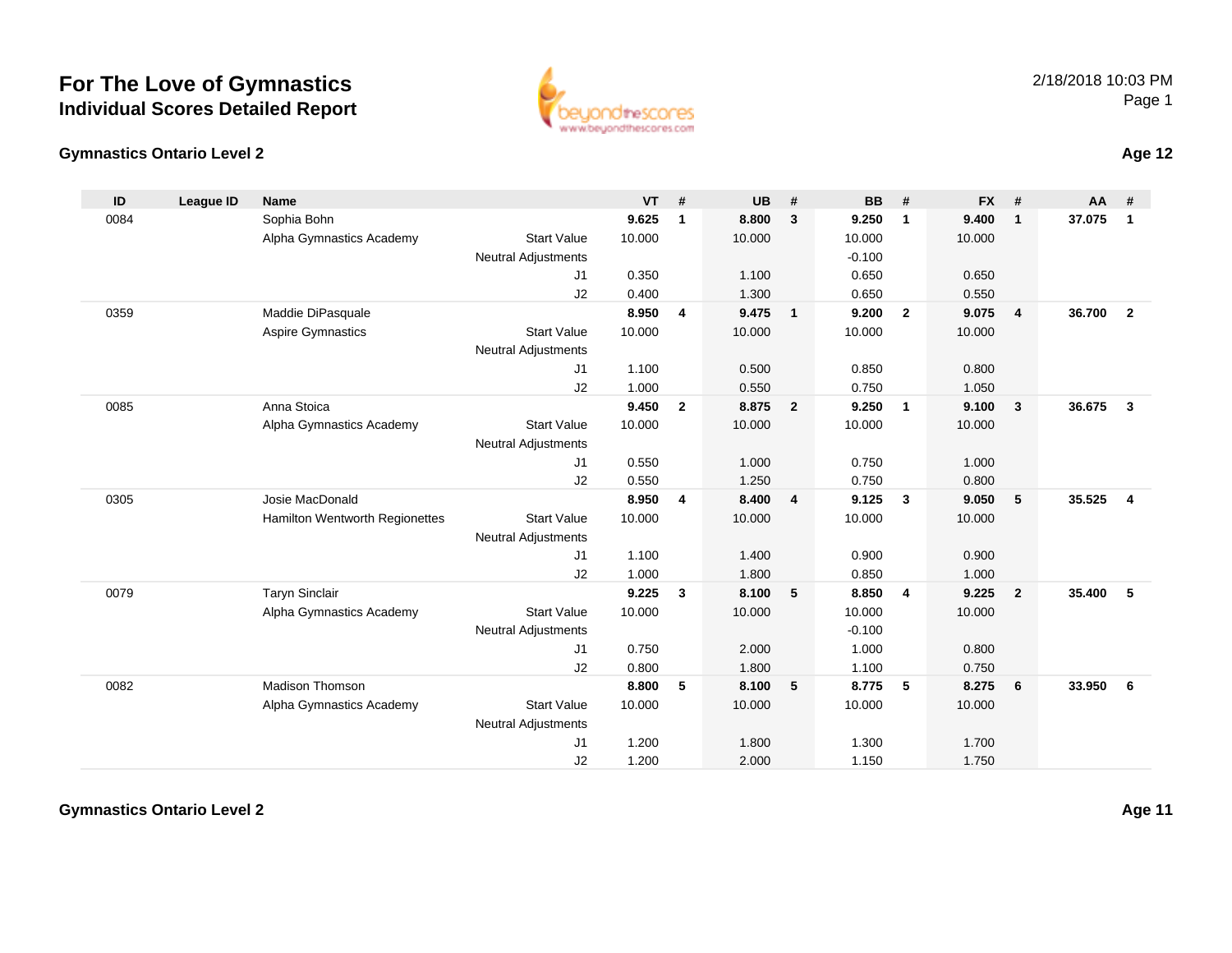# For The Love of Gymnastics
## Individual Scores Detailed Report

2/18/2018 10:03 PM

### Gymnastics Ontario Level 2

**Age 12**

| ID | League ID | Name | | | VT | # | UB | # | BB | # | FX | # | AA | # |
|---|---|---|---|---|---|---|---|---|---|---|---|---|---|---|
| 0084 | | Sophia Bohn | | | **9.625** | **1** | **8.800** | **3** | **9.250** | **1** | **9.400** | **1** | **37.075** | **1** |
| | | Alpha Gymnastics Academy | | Start Value | 10.000 | | 10.000 | | 10.000 | | 10.000 | | | |
| | | | Neutral Adjustments | | | | | | -0.100 | | | | | |
| | | | | J1 | 0.350 | | 1.100 | | 0.650 | | 0.650 | | | |
| | | | | J2 | 0.400 | | 1.300 | | 0.650 | | 0.550 | | | |
| 0359 | | Maddie DiPasquale | | | **8.950** | **4** | **9.475** | **1** | **9.200** | **2** | **9.075** | **4** | **36.700** | **2** |
| | | Aspire Gymnastics | | Start Value | 10.000 | | 10.000 | | 10.000 | | 10.000 | | | |
| | | | Neutral Adjustments | | | | | | | | | | | |
| | | | | J1 | 1.100 | | 0.500 | | 0.850 | | 0.800 | | | |
| | | | | J2 | 1.000 | | 0.550 | | 0.750 | | 1.050 | | | |
| 0085 | | Anna Stoica | | | **9.450** | **2** | **8.875** | **2** | **9.250** | **1** | **9.100** | **3** | **36.675** | **3** |
| | | Alpha Gymnastics Academy | | Start Value | 10.000 | | 10.000 | | 10.000 | | 10.000 | | | |
| | | | Neutral Adjustments | | | | | | | | | | | |
| | | | | J1 | 0.550 | | 1.000 | | 0.750 | | 1.000 | | | |
| | | | | J2 | 0.550 | | 1.250 | | 0.750 | | 0.800 | | | |
| 0305 | | Josie MacDonald | | | **8.950** | **4** | **8.400** | **4** | **9.125** | **3** | **9.050** | **5** | **35.525** | **4** |
| | | Hamilton Wentworth Regionettes | | Start Value | 10.000 | | 10.000 | | 10.000 | | 10.000 | | | |
| | | | Neutral Adjustments | | | | | | | | | | | |
| | | | | J1 | 1.100 | | 1.400 | | 0.900 | | 0.900 | | | |
| | | | | J2 | 1.000 | | 1.800 | | 0.850 | | 1.000 | | | |
| 0079 | | Taryn Sinclair | | | **9.225** | **3** | **8.100** | **5** | **8.850** | **4** | **9.225** | **2** | **35.400** | **5** |
| | | Alpha Gymnastics Academy | | Start Value | 10.000 | | 10.000 | | 10.000 | | 10.000 | | | |
| | | | Neutral Adjustments | | | | | | -0.100 | | | | | |
| | | | | J1 | 0.750 | | 2.000 | | 1.000 | | 0.800 | | | |
| | | | | J2 | 0.800 | | 1.800 | | 1.100 | | 0.750 | | | |
| 0082 | | Madison Thomson | | | **8.800** | **5** | **8.100** | **5** | **8.775** | **5** | **8.275** | **6** | **33.950** | **6** |
| | | Alpha Gymnastics Academy | | Start Value | 10.000 | | 10.000 | | 10.000 | | 10.000 | | | |
| | | | Neutral Adjustments | | | | | | | | | | | |
| | | | | J1 | 1.200 | | 1.800 | | 1.300 | | 1.700 | | | |
| | | | | J2 | 1.200 | | 2.000 | | 1.150 | | 1.750 | | | |

### Gymnastics Ontario Level 2

**Age 11**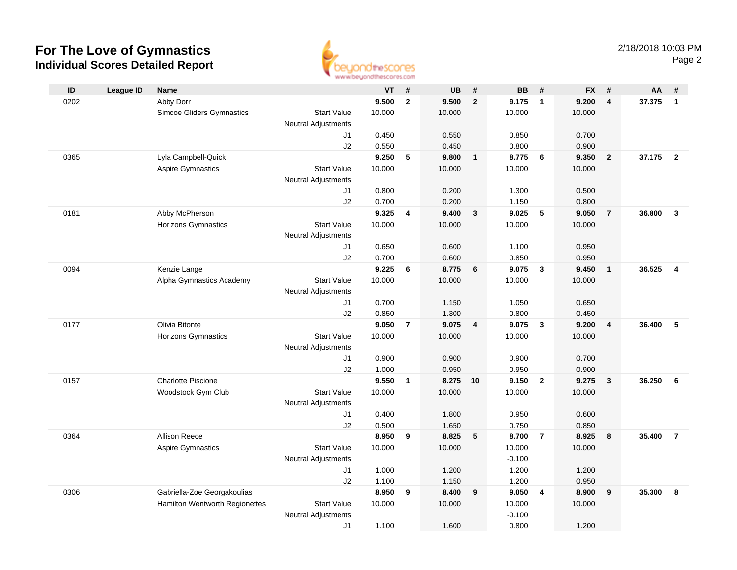# For The Love of Gymnastics
## Individual Scores Detailed Report

2/18/2018 10:03 PM

| ID | League ID | Name | | VT | # | UB | # | BB | # | FX | # | AA | # |
|---|---|---|---|---|---|---|---|---|---|---|---|---|---|
| 0202 | | Abby Dorr | | **9.500** | **2** | **9.500** | **2** | **9.175** | **1** | **9.200** | **4** | **37.375** | **1** |
| | | Simcoe Gliders Gymnastics | Start Value | 10.000 | | 10.000 | | 10.000 | | 10.000 | | | |
| | | | Neutral Adjustments | | | | | | | | | | |
| | | | J1 | 0.450 | | 0.550 | | 0.850 | | 0.700 | | | |
| | | | J2 | 0.550 | | 0.450 | | 0.800 | | 0.900 | | | |
| 0365 | | Lyla Campbell-Quick | | **9.250** | **5** | **9.800** | **1** | **8.775** | **6** | **9.350** | **2** | **37.175** | **2** |
| | | Aspire Gymnastics | Start Value | 10.000 | | 10.000 | | 10.000 | | 10.000 | | | |
| | | | Neutral Adjustments | | | | | | | | | | |
| | | | J1 | 0.800 | | 0.200 | | 1.300 | | 0.500 | | | |
| | | | J2 | 0.700 | | 0.200 | | 1.150 | | 0.800 | | | |
| 0181 | | Abby McPherson | | **9.325** | **4** | **9.400** | **3** | **9.025** | **5** | **9.050** | **7** | **36.800** | **3** |
| | | Horizons Gymnastics | Start Value | 10.000 | | 10.000 | | 10.000 | | 10.000 | | | |
| | | | Neutral Adjustments | | | | | | | | | | |
| | | | J1 | 0.650 | | 0.600 | | 1.100 | | 0.950 | | | |
| | | | J2 | 0.700 | | 0.600 | | 0.850 | | 0.950 | | | |
| 0094 | | Kenzie Lange | | **9.225** | **6** | **8.775** | **6** | **9.075** | **3** | **9.450** | **1** | **36.525** | **4** |
| | | Alpha Gymnastics Academy | Start Value | 10.000 | | 10.000 | | 10.000 | | 10.000 | | | |
| | | | Neutral Adjustments | | | | | | | | | | |
| | | | J1 | 0.700 | | 1.150 | | 1.050 | | 0.650 | | | |
| | | | J2 | 0.850 | | 1.300 | | 0.800 | | 0.450 | | | |
| 0177 | | Olivia Bitonte | | **9.050** | **7** | **9.075** | **4** | **9.075** | **3** | **9.200** | **4** | **36.400** | **5** |
| | | Horizons Gymnastics | Start Value | 10.000 | | 10.000 | | 10.000 | | 10.000 | | | |
| | | | Neutral Adjustments | | | | | | | | | | |
| | | | J1 | 0.900 | | 0.900 | | 0.900 | | 0.700 | | | |
| | | | J2 | 1.000 | | 0.950 | | 0.950 | | 0.900 | | | |
| 0157 | | Charlotte Piscione | | **9.550** | **1** | **8.275** | **10** | **9.150** | **2** | **9.275** | **3** | **36.250** | **6** |
| | | Woodstock Gym Club | Start Value | 10.000 | | 10.000 | | 10.000 | | 10.000 | | | |
| | | | Neutral Adjustments | | | | | | | | | | |
| | | | J1 | 0.400 | | 1.800 | | 0.950 | | 0.600 | | | |
| | | | J2 | 0.500 | | 1.650 | | 0.750 | | 0.850 | | | |
| 0364 | | Allison Reece | | **8.950** | **9** | **8.825** | **5** | **8.700** | **7** | **8.925** | **8** | **35.400** | **7** |
| | | Aspire Gymnastics | Start Value | 10.000 | | 10.000 | | 10.000 | | 10.000 | | | |
| | | | Neutral Adjustments | | | | | -0.100 | | | | | |
| | | | J1 | 1.000 | | 1.200 | | 1.200 | | 1.200 | | | |
| | | | J2 | 1.100 | | 1.150 | | 1.200 | | 0.950 | | | |
| 0306 | | Gabriella-Zoe Georgakoulias | | **8.950** | **9** | **8.400** | **9** | **9.050** | **4** | **8.900** | **9** | **35.300** | **8** |
| | | Hamilton Wentworth Regionettes | Start Value | 10.000 | | 10.000 | | 10.000 | | 10.000 | | | |
| | | | Neutral Adjustments | | | | | -0.100 | | | | | |
| | | | J1 | 1.100 | | 1.600 | | 0.800 | | 1.200 | | | |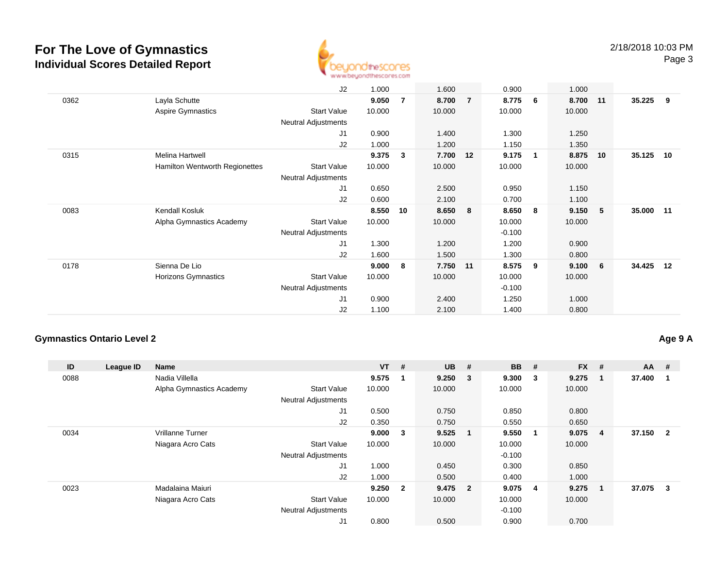| ID | League ID | Name | | VT | # | UB | # | BB | # | FX | # | AA | # |
|---|---|---|---|---|---|---|---|---|---|---|---|---|---|
| | | | J2 | 1.000 | | 1.600 | | 0.900 | | 1.000 | | | |
| 0362 | | Layla Schutte | | **9.050** | **7** | **8.700** | **7** | **8.775** | **6** | **8.700** | **11** | **35.225** | **9** |
| | | Aspire Gymnastics | Start Value | 10.000 | | 10.000 | | 10.000 | | 10.000 | | | |
| | | | Neutral Adjustments | | | | | | | | | | |
| | | | J1 | 0.900 | | 1.400 | | 1.300 | | 1.250 | | | |
| | | | J2 | 1.000 | | 1.200 | | 1.150 | | 1.350 | | | |
| 0315 | | Melina Hartwell | | **9.375** | **3** | **7.700** | **12** | **9.175** | **1** | **8.875** | **10** | **35.125** | **10** |
| | | Hamilton Wentworth Regionettes | Start Value | 10.000 | | 10.000 | | 10.000 | | 10.000 | | | |
| | | | Neutral Adjustments | | | | | | | | | | |
| | | | J1 | 0.650 | | 2.500 | | 0.950 | | 1.150 | | | |
| | | | J2 | 0.600 | | 2.100 | | 0.700 | | 1.100 | | | |
| 0083 | | Kendall Kosluk | | **8.550** | **10** | **8.650** | **8** | **8.650** | **8** | **9.150** | **5** | **35.000** | **11** |
| | | Alpha Gymnastics Academy | Start Value | 10.000 | | 10.000 | | 10.000 | | 10.000 | | | |
| | | | Neutral Adjustments | | | | | -0.100 | | | | | |
| | | | J1 | 1.300 | | 1.200 | | 1.200 | | 0.900 | | | |
| | | | J2 | 1.600 | | 1.500 | | 1.300 | | 0.800 | | | |
| 0178 | | Sienna De Lio | | **9.000** | **8** | **7.750** | **11** | **8.575** | **9** | **9.100** | **6** | **34.425** | **12** |
| | | Horizons Gymnastics | Start Value | 10.000 | | 10.000 | | 10.000 | | 10.000 | | | |
| | | | Neutral Adjustments | | | | | -0.100 | | | | | |
| | | | J1 | 0.900 | | 2.400 | | 1.250 | | 1.000 | | | |
| | | | J2 | 1.100 | | 2.100 | | 1.400 | | 0.800 | | | |

### Gymnastics Ontario Level 2

**Age 9 A**

| ID | League ID | Name | | VT | # | UB | # | BB | # | FX | # | AA | # |
|---|---|---|---|---|---|---|---|---|---|---|---|---|---|
| 0088 | | Nadia Villella | | **9.575** | **1** | **9.250** | **3** | **9.300** | **3** | **9.275** | **1** | **37.400** | **1** |
| | | Alpha Gymnastics Academy | Start Value | 10.000 | | 10.000 | | 10.000 | | 10.000 | | | |
| | | | Neutral Adjustments | | | | | | | | | | |
| | | | J1 | 0.500 | | 0.750 | | 0.850 | | 0.800 | | | |
| | | | J2 | 0.350 | | 0.750 | | 0.550 | | 0.650 | | | |
| 0034 | | Vrillanne Turner | | **9.000** | **3** | **9.525** | **1** | **9.550** | **1** | **9.075** | **4** | **37.150** | **2** |
| | | Niagara Acro Cats | Start Value | 10.000 | | 10.000 | | 10.000 | | 10.000 | | | |
| | | | Neutral Adjustments | | | | | -0.100 | | | | | |
| | | | J1 | 1.000 | | 0.450 | | 0.300 | | 0.850 | | | |
| | | | J2 | 1.000 | | 0.500 | | 0.400 | | 1.000 | | | |
| 0023 | | Madalaina Maiuri | | **9.250** | **2** | **9.475** | **2** | **9.075** | **4** | **9.275** | **1** | **37.075** | **3** |
| | | Niagara Acro Cats | Start Value | 10.000 | | 10.000 | | 10.000 | | 10.000 | | | |
| | | | Neutral Adjustments | | | | | -0.100 | | | | | |
| | | | J1 | 0.800 | | 0.500 | | 0.900 | | 0.700 | | | |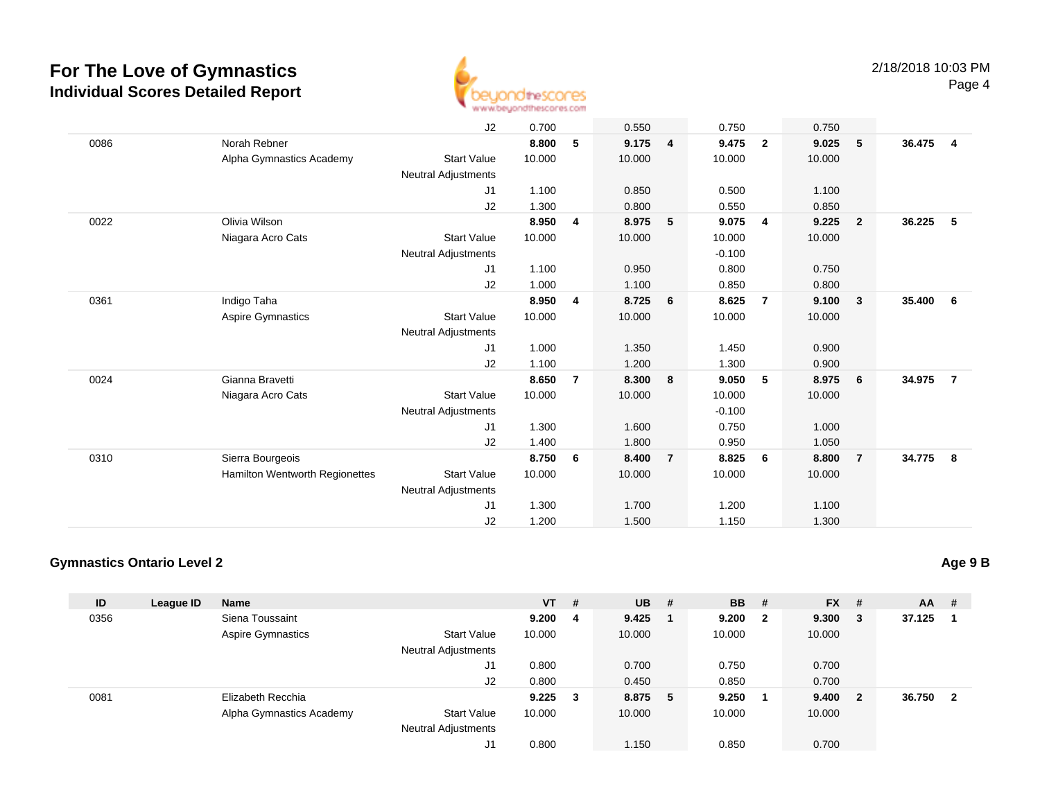# For The Love of Gymnastics
## Individual Scores Detailed Report

| ID | League ID | Name | | VT | # | UB | # | BB | # | FX | # | AA | # |
|---|---|---|---|---|---|---|---|---|---|---|---|---|---|
| | | | J2 | 0.700 | | 0.550 | | 0.750 | | 0.750 | | | |
| 0086 | | Norah Rebner | | **8.800** | **5** | **9.175** | **4** | **9.475** | **2** | **9.025** | **5** | **36.475** | **4** |
| | | Alpha Gymnastics Academy | Start Value | 10.000 | | 10.000 | | 10.000 | | 10.000 | | | |
| | | | Neutral Adjustments | | | | | | | | | | |
| | | | J1 | 1.100 | | 0.850 | | 0.500 | | 1.100 | | | |
| | | | J2 | 1.300 | | 0.800 | | 0.550 | | 0.850 | | | |
| 0022 | | Olivia Wilson | | **8.950** | **4** | **8.975** | **5** | **9.075** | **4** | **9.225** | **2** | **36.225** | **5** |
| | | Niagara Acro Cats | Start Value | 10.000 | | 10.000 | | 10.000 | | 10.000 | | | |
| | | | Neutral Adjustments | | | | | -0.100 | | | | | |
| | | | J1 | 1.100 | | 0.950 | | 0.800 | | 0.750 | | | |
| | | | J2 | 1.000 | | 1.100 | | 0.850 | | 0.800 | | | |
| 0361 | | Indigo Taha | | **8.950** | **4** | **8.725** | **6** | **8.625** | **7** | **9.100** | **3** | **35.400** | **6** |
| | | Aspire Gymnastics | Start Value | 10.000 | | 10.000 | | 10.000 | | 10.000 | | | |
| | | | Neutral Adjustments | | | | | | | | | | |
| | | | J1 | 1.000 | | 1.350 | | 1.450 | | 0.900 | | | |
| | | | J2 | 1.100 | | 1.200 | | 1.300 | | 0.900 | | | |
| 0024 | | Gianna Bravetti | | **8.650** | **7** | **8.300** | **8** | **9.050** | **5** | **8.975** | **6** | **34.975** | **7** |
| | | Niagara Acro Cats | Start Value | 10.000 | | 10.000 | | 10.000 | | 10.000 | | | |
| | | | Neutral Adjustments | | | | | -0.100 | | | | | |
| | | | J1 | 1.300 | | 1.600 | | 0.750 | | 1.000 | | | |
| | | | J2 | 1.400 | | 1.800 | | 0.950 | | 1.050 | | | |
| 0310 | | Sierra Bourgeois | | **8.750** | **6** | **8.400** | **7** | **8.825** | **6** | **8.800** | **7** | **34.775** | **8** |
| | | Hamilton Wentworth Regionettes | Start Value | 10.000 | | 10.000 | | 10.000 | | 10.000 | | | |
| | | | Neutral Adjustments | | | | | | | | | | |
| | | | J1 | 1.300 | | 1.700 | | 1.200 | | 1.100 | | | |
| | | | J2 | 1.200 | | 1.500 | | 1.150 | | 1.300 | | | |

### Gymnastics Ontario Level 2

**Age 9 B**

| ID | League ID | Name | | VT | # | UB | # | BB | # | FX | # | AA | # |
|---|---|---|---|---|---|---|---|---|---|---|---|---|---|
| 0356 | | Siena Toussaint | | **9.200** | **4** | **9.425** | **1** | **9.200** | **2** | **9.300** | **3** | **37.125** | **1** |
| | | Aspire Gymnastics | Start Value | 10.000 | | 10.000 | | 10.000 | | 10.000 | | | |
| | | | Neutral Adjustments | | | | | | | | | | |
| | | | J1 | 0.800 | | 0.700 | | 0.750 | | 0.700 | | | |
| | | | J2 | 0.800 | | 0.450 | | 0.850 | | 0.700 | | | |
| 0081 | | Elizabeth Recchia | | **9.225** | **3** | **8.875** | **5** | **9.250** | **1** | **9.400** | **2** | **36.750** | **2** |
| | | Alpha Gymnastics Academy | Start Value | 10.000 | | 10.000 | | 10.000 | | 10.000 | | | |
| | | | Neutral Adjustments | | | | | | | | | | |
| | | | J1 | 0.800 | | 1.150 | | 0.850 | | 0.700 | | | |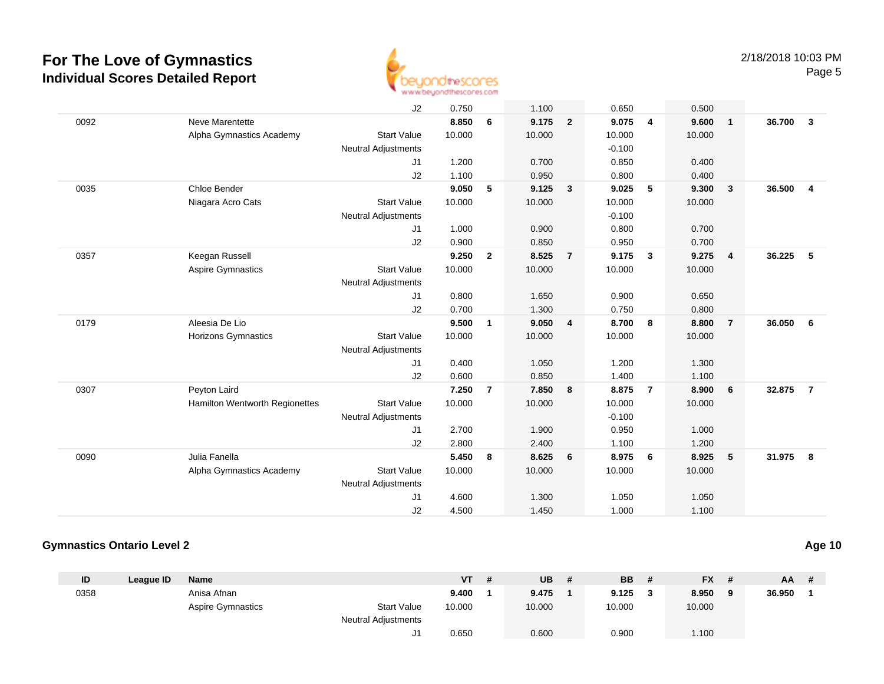# For The Love of Gymnastics
## Individual Scores Detailed Report

| ID | League ID | Name | | VT | # | UB | # | BB | # | FX | # | AA | # |
|---|---|---|---|---|---|---|---|---|---|---|---|---|---|
| | | | J2 | 0.750 | | 1.100 | | 0.650 | | 0.500 | | | |
| 0092 | | Neve Marentette | | **8.850** | **6** | **9.175** | **2** | **9.075** | **4** | **9.600** | **1** | **36.700** | **3** |
| | | Alpha Gymnastics Academy | Start Value | 10.000 | | 10.000 | | 10.000 | | 10.000 | | | |
| | | | Neutral Adjustments | | | | | -0.100 | | | | | |
| | | | J1 | 1.200 | | 0.700 | | 0.850 | | 0.400 | | | |
| | | | J2 | 1.100 | | 0.950 | | 0.800 | | 0.400 | | | |
| 0035 | | Chloe Bender | | **9.050** | **5** | **9.125** | **3** | **9.025** | **5** | **9.300** | **3** | **36.500** | **4** |
| | | Niagara Acro Cats | Start Value | 10.000 | | 10.000 | | 10.000 | | 10.000 | | | |
| | | | Neutral Adjustments | | | | | -0.100 | | | | | |
| | | | J1 | 1.000 | | 0.900 | | 0.800 | | 0.700 | | | |
| | | | J2 | 0.900 | | 0.850 | | 0.950 | | 0.700 | | | |
| 0357 | | Keegan Russell | | **9.250** | **2** | **8.525** | **7** | **9.175** | **3** | **9.275** | **4** | **36.225** | **5** |
| | | Aspire Gymnastics | Start Value | 10.000 | | 10.000 | | 10.000 | | 10.000 | | | |
| | | | Neutral Adjustments | | | | | | | | | | |
| | | | J1 | 0.800 | | 1.650 | | 0.900 | | 0.650 | | | |
| | | | J2 | 0.700 | | 1.300 | | 0.750 | | 0.800 | | | |
| 0179 | | Aleesia De Lio | | **9.500** | **1** | **9.050** | **4** | **8.700** | **8** | **8.800** | **7** | **36.050** | **6** |
| | | Horizons Gymnastics | Start Value | 10.000 | | 10.000 | | 10.000 | | 10.000 | | | |
| | | | Neutral Adjustments | | | | | | | | | | |
| | | | J1 | 0.400 | | 1.050 | | 1.200 | | 1.300 | | | |
| | | | J2 | 0.600 | | 0.850 | | 1.400 | | 1.100 | | | |
| 0307 | | Peyton Laird | | **7.250** | **7** | **7.850** | **8** | **8.875** | **7** | **8.900** | **6** | **32.875** | **7** |
| | | Hamilton Wentworth Regionettes | Start Value | 10.000 | | 10.000 | | 10.000 | | 10.000 | | | |
| | | | Neutral Adjustments | | | | | -0.100 | | | | | |
| | | | J1 | 2.700 | | 1.900 | | 0.950 | | 1.000 | | | |
| | | | J2 | 2.800 | | 2.400 | | 1.100 | | 1.200 | | | |
| 0090 | | Julia Fanella | | **5.450** | **8** | **8.625** | **6** | **8.975** | **6** | **8.925** | **5** | **31.975** | **8** |
| | | Alpha Gymnastics Academy | Start Value | 10.000 | | 10.000 | | 10.000 | | 10.000 | | | |
| | | | Neutral Adjustments | | | | | | | | | | |
| | | | J1 | 4.600 | | 1.300 | | 1.050 | | 1.050 | | | |
| | | | J2 | 4.500 | | 1.450 | | 1.000 | | 1.100 | | | |

### Gymnastics Ontario Level 2

**Age 10**

| ID | League ID | Name | | VT | # | UB | # | BB | # | FX | # | AA | # |
|---|---|---|---|---|---|---|---|---|---|---|---|---|---|
| 0358 | | Anisa Afnan | | **9.400** | **1** | **9.475** | **1** | **9.125** | **3** | **8.950** | **9** | **36.950** | **1** |
| | | Aspire Gymnastics | Start Value | 10.000 | | 10.000 | | 10.000 | | 10.000 | | | |
| | | | Neutral Adjustments | | | | | | | | | | |
| | | | J1 | 0.650 | | 0.600 | | 0.900 | | 1.100 | | | |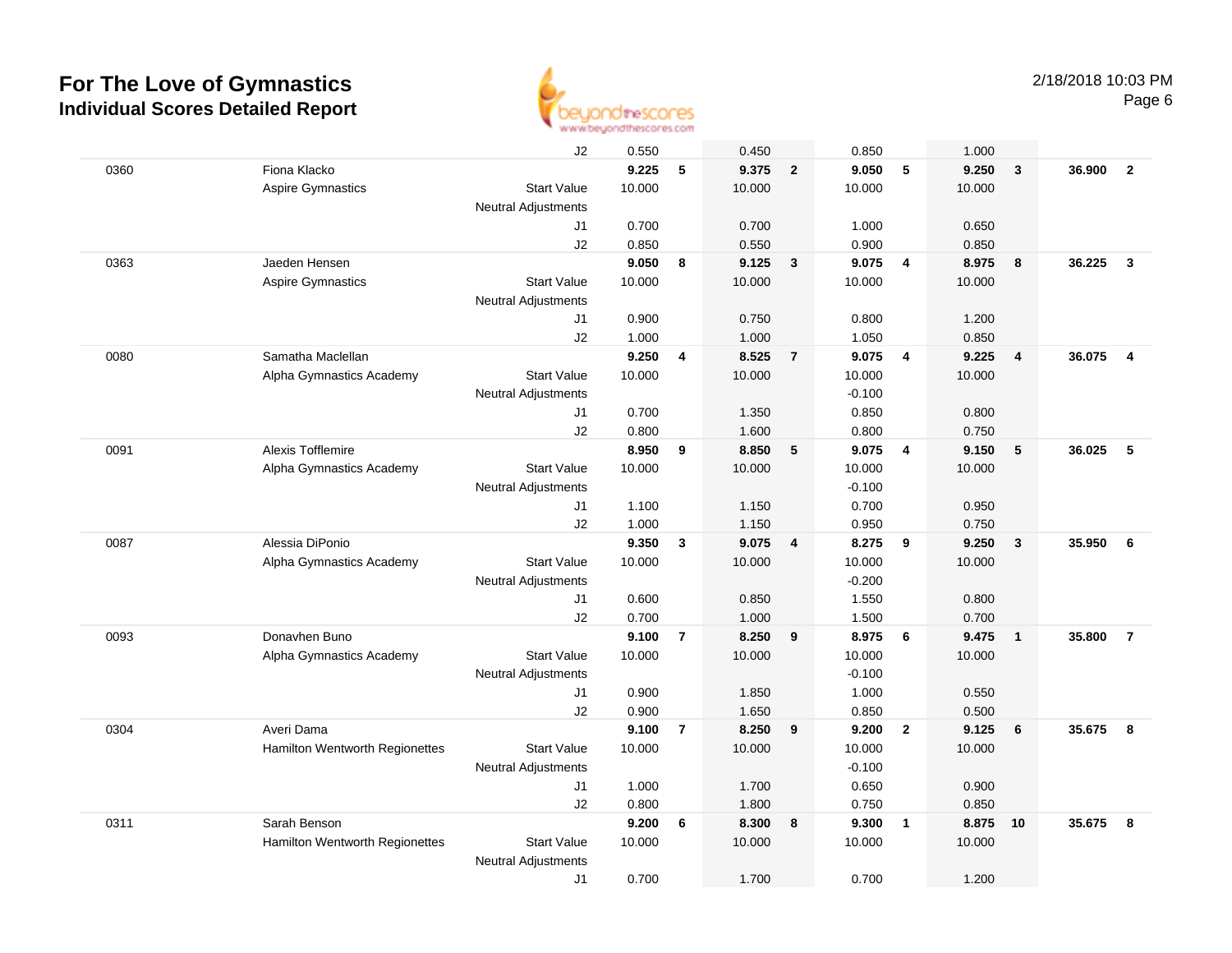# For The Love of Gymnastics
## Individual Scores Detailed Report

2/18/2018 10:03 PM

| | | | | | | | | | | | |
|---|---|---|---|---|---|---|---|---|---|---|---|
| | | J2 | 0.550 | | 0.450 | | 0.850 | | 1.000 | | | |
| 0360 | Fiona Klacko | | **9.225** | **5** | **9.375** | **2** | **9.050** | **5** | **9.250** | **3** | **36.900** | **2** |
| | Aspire Gymnastics | Start Value | 10.000 | | 10.000 | | 10.000 | | 10.000 | | | |
| | | Neutral Adjustments | | | | | | | | | | |
| | | J1 | 0.700 | | 0.700 | | 1.000 | | 0.650 | | | |
| | | J2 | 0.850 | | 0.550 | | 0.900 | | 0.850 | | | |
| 0363 | Jaeden Hensen | | **9.050** | **8** | **9.125** | **3** | **9.075** | **4** | **8.975** | **8** | **36.225** | **3** |
| | Aspire Gymnastics | Start Value | 10.000 | | 10.000 | | 10.000 | | 10.000 | | | |
| | | Neutral Adjustments | | | | | | | | | | |
| | | J1 | 0.900 | | 0.750 | | 0.800 | | 1.200 | | | |
| | | J2 | 1.000 | | 1.000 | | 1.050 | | 0.850 | | | |
| 0080 | Samatha Maclellan | | **9.250** | **4** | **8.525** | **7** | **9.075** | **4** | **9.225** | **4** | **36.075** | **4** |
| | Alpha Gymnastics Academy | Start Value | 10.000 | | 10.000 | | 10.000 | | 10.000 | | | |
| | | Neutral Adjustments | | | | | -0.100 | | | | | |
| | | J1 | 0.700 | | 1.350 | | 0.850 | | 0.800 | | | |
| | | J2 | 0.800 | | 1.600 | | 0.800 | | 0.750 | | | |
| 0091 | Alexis Tofflemire | | **8.950** | **9** | **8.850** | **5** | **9.075** | **4** | **9.150** | **5** | **36.025** | **5** |
| | Alpha Gymnastics Academy | Start Value | 10.000 | | 10.000 | | 10.000 | | 10.000 | | | |
| | | Neutral Adjustments | | | | | -0.100 | | | | | |
| | | J1 | 1.100 | | 1.150 | | 0.700 | | 0.950 | | | |
| | | J2 | 1.000 | | 1.150 | | 0.950 | | 0.750 | | | |
| 0087 | Alessia DiPonio | | **9.350** | **3** | **9.075** | **4** | **8.275** | **9** | **9.250** | **3** | **35.950** | **6** |
| | Alpha Gymnastics Academy | Start Value | 10.000 | | 10.000 | | 10.000 | | 10.000 | | | |
| | | Neutral Adjustments | | | | | -0.200 | | | | | |
| | | J1 | 0.600 | | 0.850 | | 1.550 | | 0.800 | | | |
| | | J2 | 0.700 | | 1.000 | | 1.500 | | 0.700 | | | |
| 0093 | Donavhen Buno | | **9.100** | **7** | **8.250** | **9** | **8.975** | **6** | **9.475** | **1** | **35.800** | **7** |
| | Alpha Gymnastics Academy | Start Value | 10.000 | | 10.000 | | 10.000 | | 10.000 | | | |
| | | Neutral Adjustments | | | | | -0.100 | | | | | |
| | | J1 | 0.900 | | 1.850 | | 1.000 | | 0.550 | | | |
| | | J2 | 0.900 | | 1.650 | | 0.850 | | 0.500 | | | |
| 0304 | Averi Dama | | **9.100** | **7** | **8.250** | **9** | **9.200** | **2** | **9.125** | **6** | **35.675** | **8** |
| | Hamilton Wentworth Regionettes | Start Value | 10.000 | | 10.000 | | 10.000 | | 10.000 | | | |
| | | Neutral Adjustments | | | | | -0.100 | | | | | |
| | | J1 | 1.000 | | 1.700 | | 0.650 | | 0.900 | | | |
| | | J2 | 0.800 | | 1.800 | | 0.750 | | 0.850 | | | |
| 0311 | Sarah Benson | | **9.200** | **6** | **8.300** | **8** | **9.300** | **1** | **8.875** | **10** | **35.675** | **8** |
| | Hamilton Wentworth Regionettes | Start Value | 10.000 | | 10.000 | | 10.000 | | 10.000 | | | |
| | | Neutral Adjustments | | | | | | | | | | |
| | | J1 | 0.700 | | 1.700 | | 0.700 | | 1.200 | | | |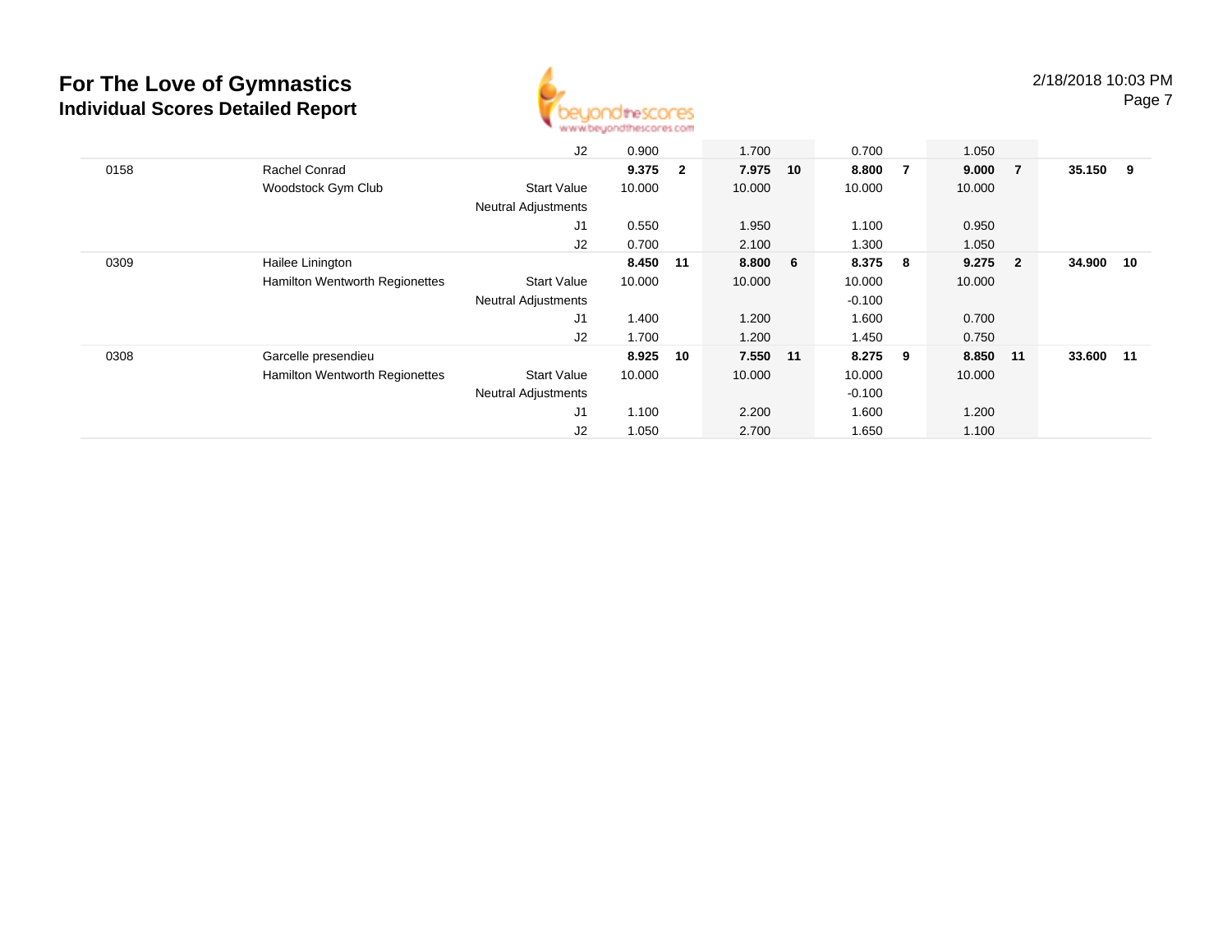# For The Love of Gymnastics
## Individual Scores Detailed Report

2/18/2018 10:03 PM

| | | | | | | | | | | | | |
|---|---|---|---|---|---|---|---|---|---|---|---|---|
| | | J2 | 0.900 | | 1.700 | | 0.700 | | 1.050 | | | |
| 0158 | Rachel Conrad | | **9.375** | **2** | **7.975** | **10** | **8.800** | **7** | **9.000** | **7** | **35.150** | **9** |
| | Woodstock Gym Club | Start Value | 10.000 | | 10.000 | | 10.000 | | 10.000 | | | |
| | | Neutral Adjustments | | | | | | | | | | |
| | | J1 | 0.550 | | 1.950 | | 1.100 | | 0.950 | | | |
| | | J2 | 0.700 | | 2.100 | | 1.300 | | 1.050 | | | |
| 0309 | Hailee Linington | | **8.450** | **11** | **8.800** | **6** | **8.375** | **8** | **9.275** | **2** | **34.900** | **10** |
| | Hamilton Wentworth Regionettes | Start Value | 10.000 | | 10.000 | | 10.000 | | 10.000 | | | |
| | | Neutral Adjustments | | | | | -0.100 | | | | | |
| | | J1 | 1.400 | | 1.200 | | 1.600 | | 0.700 | | | |
| | | J2 | 1.700 | | 1.200 | | 1.450 | | 0.750 | | | |
| 0308 | Garcelle presendieu | | **8.925** | **10** | **7.550** | **11** | **8.275** | **9** | **8.850** | **11** | **33.600** | **11** |
| | Hamilton Wentworth Regionettes | Start Value | 10.000 | | 10.000 | | 10.000 | | 10.000 | | | |
| | | Neutral Adjustments | | | | | -0.100 | | | | | |
| | | J1 | 1.100 | | 2.200 | | 1.600 | | 1.200 | | | |
| | | J2 | 1.050 | | 2.700 | | 1.650 | | 1.100 | | | |